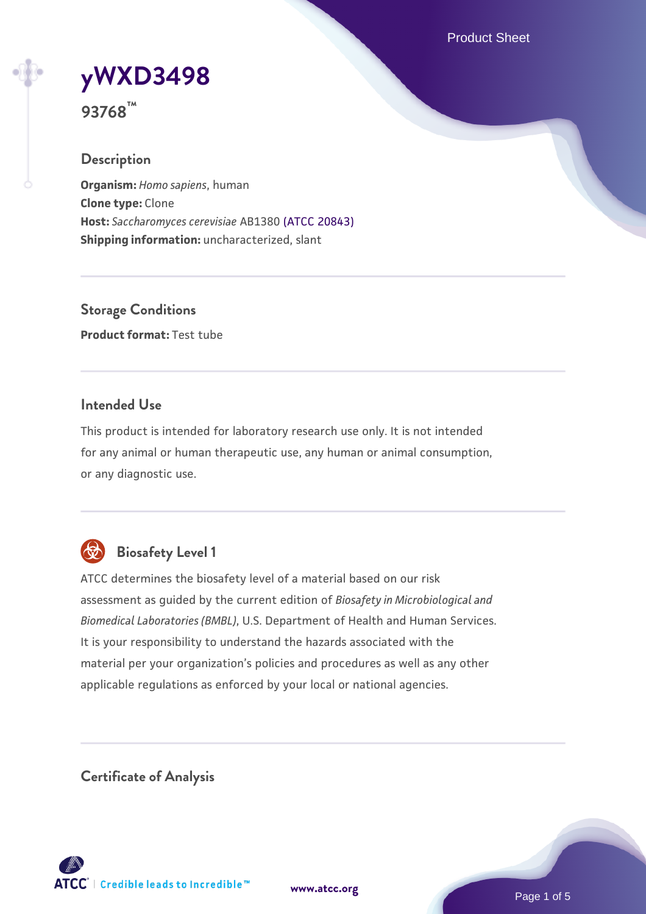# yWXD3498

**93768™**

## Description

**Organism:** *Homo sapiens*, human
**Clone type:** Clone
**Host:** *Saccharomyces cerevisiae* AB1380 (ATCC 20843)
**Shipping information:** uncharacterized, slant

## Storage Conditions

**Product format:** Test tube

## Intended Use

This product is intended for laboratory research use only. It is not intended for any animal or human therapeutic use, any human or animal consumption, or any diagnostic use.

## Biosafety Level 1

ATCC determines the biosafety level of a material based on our risk assessment as guided by the current edition of *Biosafety in Microbiological and Biomedical Laboratories (BMBL)*, U.S. Department of Health and Human Services. It is your responsibility to understand the hazards associated with the material per your organization's policies and procedures as well as any other applicable regulations as enforced by your local or national agencies.

## Certificate of Analysis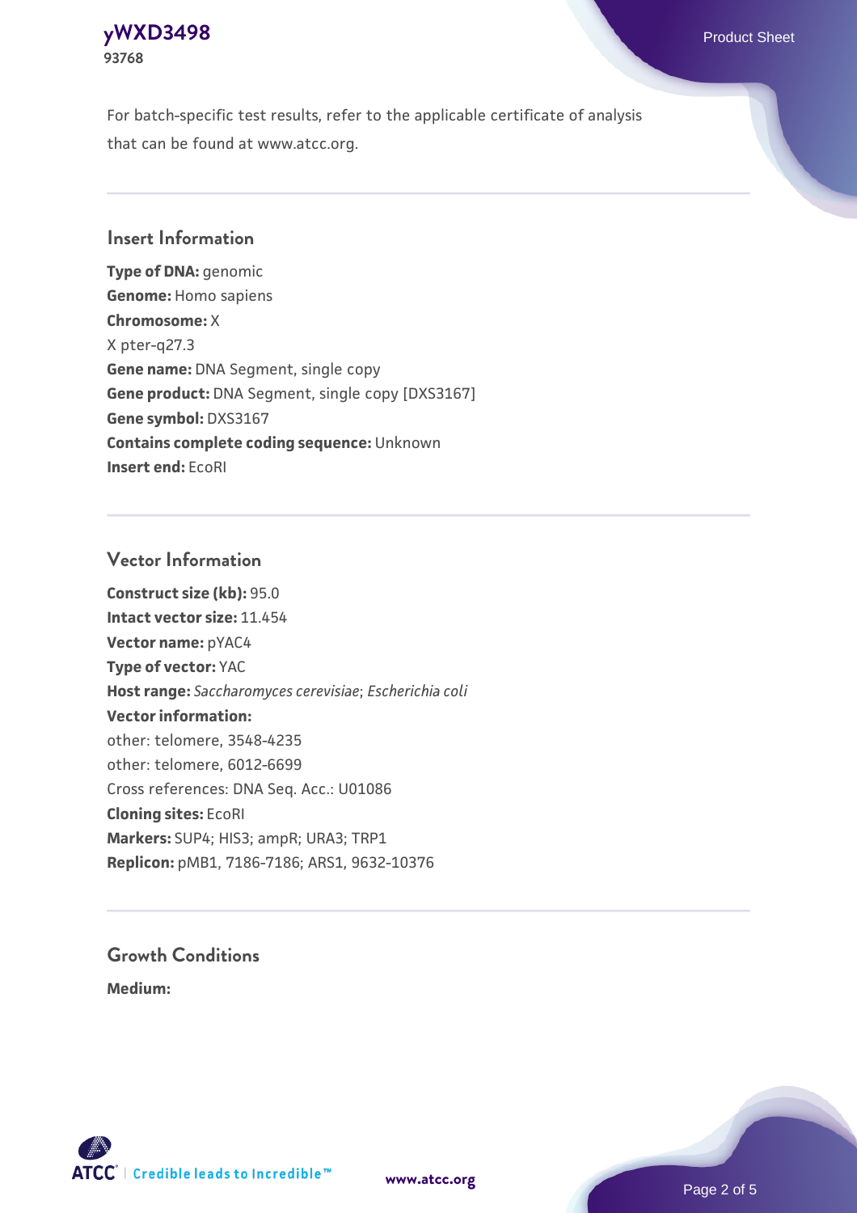For batch-specific test results, refer to the applicable certificate of analysis that can be found at www.atcc.org.

## Insert Information

**Type of DNA:** genomic
**Genome:** Homo sapiens
**Chromosome:** X
X pter-q27.3
**Gene name:** DNA Segment, single copy
**Gene product:** DNA Segment, single copy [DXS3167]
**Gene symbol:** DXS3167
**Contains complete coding sequence:** Unknown
**Insert end:** EcoRI

## Vector Information

**Construct size (kb):** 95.0
**Intact vector size:** 11.454
**Vector name:** pYAC4
**Type of vector:** YAC
**Host range:** *Saccharomyces cerevisiae*; *Escherichia coli*
**Vector information:**
other: telomere, 3548-4235
other: telomere, 6012-6699
Cross references: DNA Seq. Acc.: U01086
**Cloning sites:** EcoRI
**Markers:** SUP4; HIS3; ampR; URA3; TRP1
**Replicon:** pMB1, 7186-7186; ARS1, 9632-10376

## Growth Conditions

**Medium:**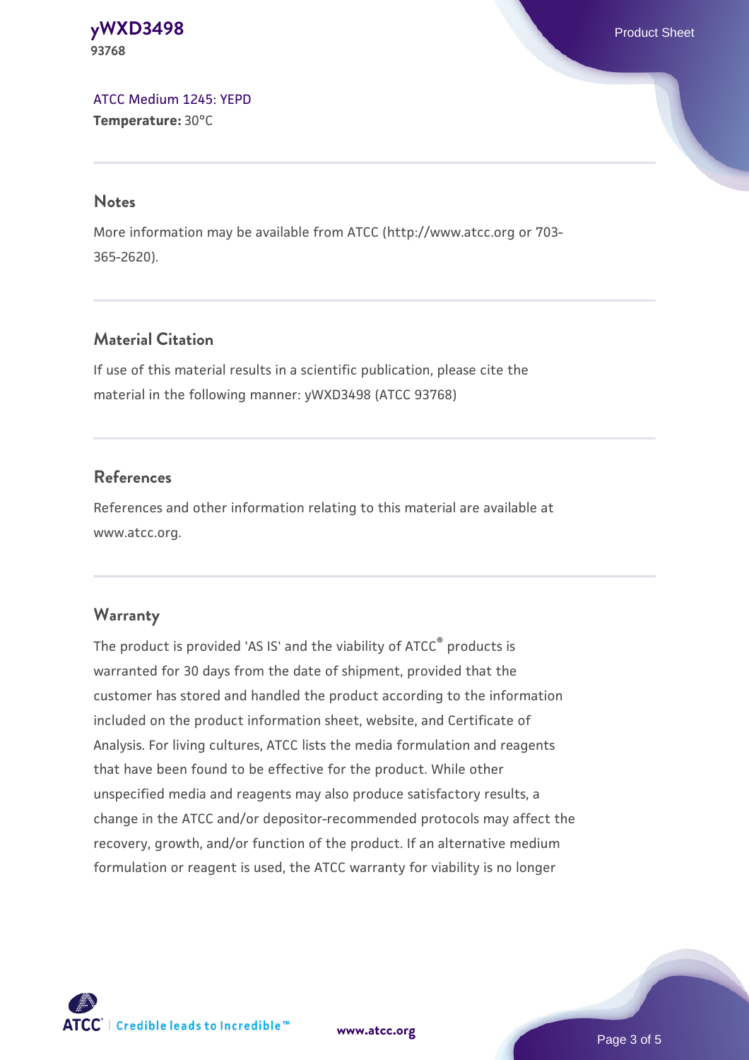ATCC Medium 1245: YEPD

**Temperature:** 30°C

## Notes

More information may be available from ATCC (http://www.atcc.org or 703-365-2620).

## Material Citation

If use of this material results in a scientific publication, please cite the material in the following manner: yWXD3498 (ATCC 93768)

## References

References and other information relating to this material are available at www.atcc.org.

## Warranty

The product is provided 'AS IS' and the viability of ATCC® products is warranted for 30 days from the date of shipment, provided that the customer has stored and handled the product according to the information included on the product information sheet, website, and Certificate of Analysis. For living cultures, ATCC lists the media formulation and reagents that have been found to be effective for the product. While other unspecified media and reagents may also produce satisfactory results, a change in the ATCC and/or depositor-recommended protocols may affect the recovery, growth, and/or function of the product. If an alternative medium formulation or reagent is used, the ATCC warranty for viability is no longer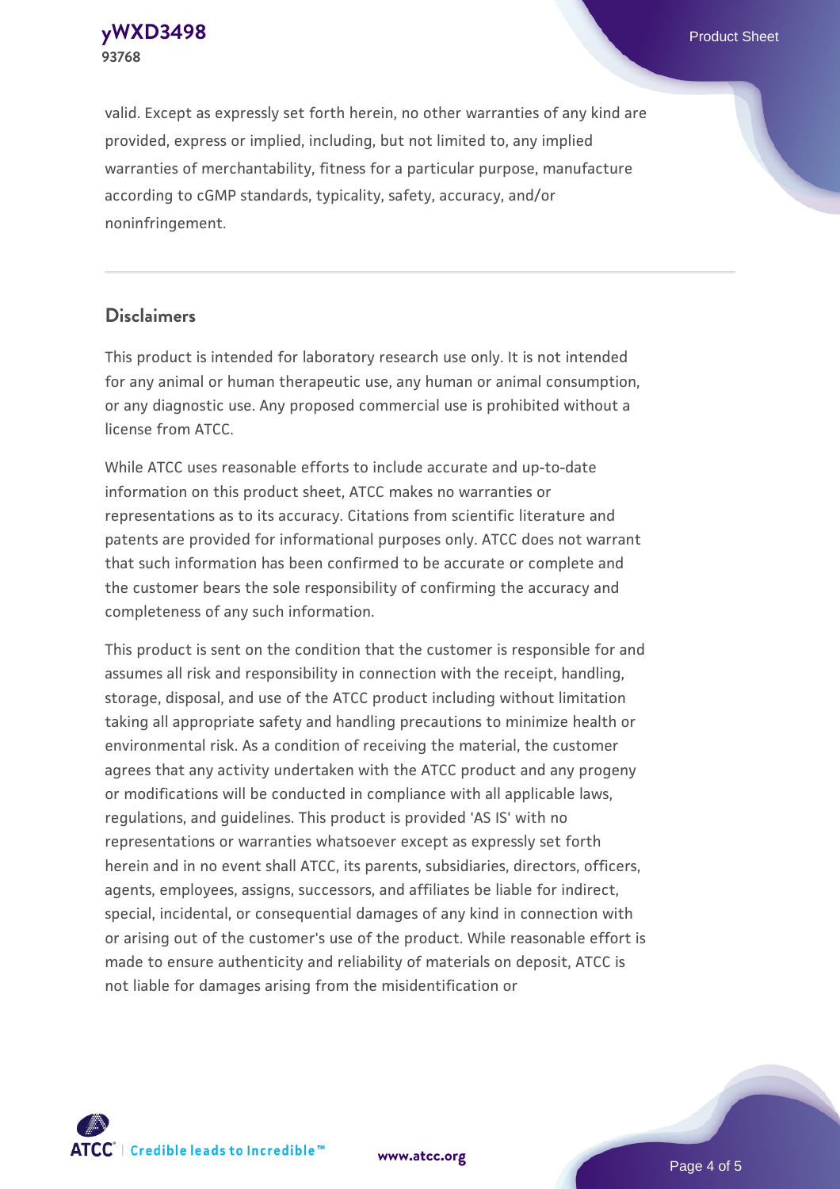valid. Except as expressly set forth herein, no other warranties of any kind are provided, express or implied, including, but not limited to, any implied warranties of merchantability, fitness for a particular purpose, manufacture according to cGMP standards, typicality, safety, accuracy, and/or noninfringement.

## Disclaimers

This product is intended for laboratory research use only. It is not intended for any animal or human therapeutic use, any human or animal consumption, or any diagnostic use. Any proposed commercial use is prohibited without a license from ATCC.

While ATCC uses reasonable efforts to include accurate and up-to-date information on this product sheet, ATCC makes no warranties or representations as to its accuracy. Citations from scientific literature and patents are provided for informational purposes only. ATCC does not warrant that such information has been confirmed to be accurate or complete and the customer bears the sole responsibility of confirming the accuracy and completeness of any such information.

This product is sent on the condition that the customer is responsible for and assumes all risk and responsibility in connection with the receipt, handling, storage, disposal, and use of the ATCC product including without limitation taking all appropriate safety and handling precautions to minimize health or environmental risk. As a condition of receiving the material, the customer agrees that any activity undertaken with the ATCC product and any progeny or modifications will be conducted in compliance with all applicable laws, regulations, and guidelines. This product is provided 'AS IS' with no representations or warranties whatsoever except as expressly set forth herein and in no event shall ATCC, its parents, subsidiaries, directors, officers, agents, employees, assigns, successors, and affiliates be liable for indirect, special, incidental, or consequential damages of any kind in connection with or arising out of the customer's use of the product. While reasonable effort is made to ensure authenticity and reliability of materials on deposit, ATCC is not liable for damages arising from the misidentification or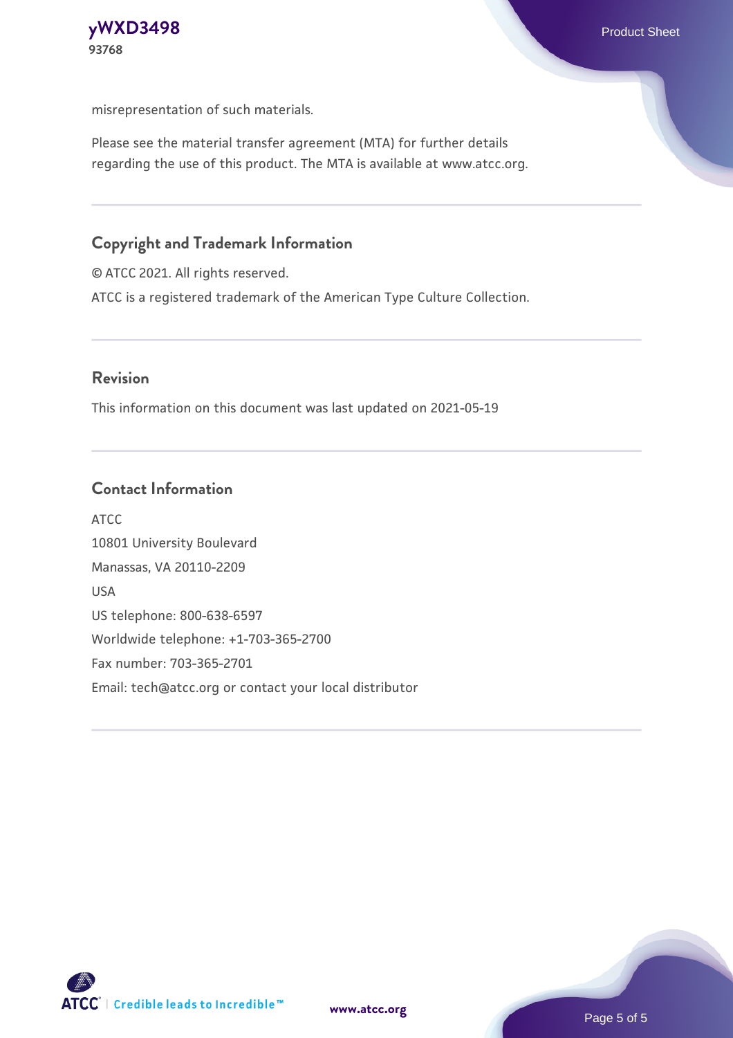misrepresentation of such materials.

Please see the material transfer agreement (MTA) for further details regarding the use of this product. The MTA is available at www.atcc.org.

## Copyright and Trademark Information

© ATCC 2021. All rights reserved.

ATCC is a registered trademark of the American Type Culture Collection.

## Revision

This information on this document was last updated on 2021-05-19

## Contact Information

ATCC
10801 University Boulevard
Manassas, VA 20110-2209
USA
US telephone: 800-638-6597
Worldwide telephone: +1-703-365-2700
Fax number: 703-365-2701
Email: tech@atcc.org or contact your local distributor